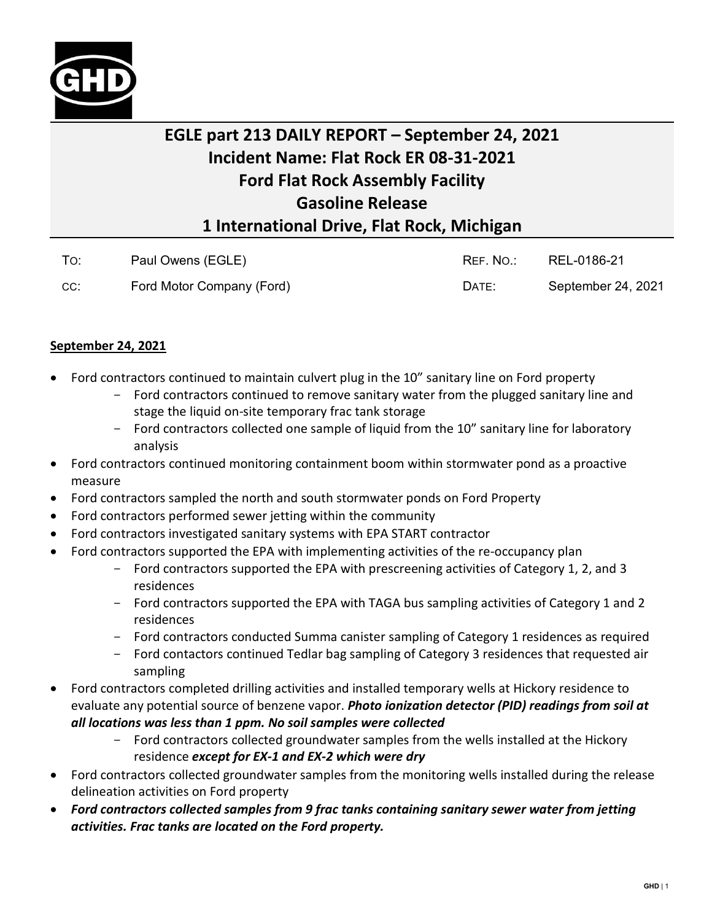# EGLE part 213 DAILY REPORT – September 24, 2021
# Incident Name: Flat Rock ER 08-31-2021
# Ford Flat Rock Assembly Facility
# Gasoline Release
# 1 International Drive, Flat Rock, Michigan

| | | | |
|---|---|---|---|
| To: | Paul Owens (EGLE) | Ref. No.: | REL-0186-21 |
| cc: | Ford Motor Company (Ford) | Date: | September 24, 2021 |

**September 24, 2021**

- Ford contractors continued to maintain culvert plug in the 10" sanitary line on Ford property
  - Ford contractors continued to remove sanitary water from the plugged sanitary line and stage the liquid on-site temporary frac tank storage
  - Ford contractors collected one sample of liquid from the 10" sanitary line for laboratory analysis
- Ford contractors continued monitoring containment boom within stormwater pond as a proactive measure
- Ford contractors sampled the north and south stormwater ponds on Ford Property
- Ford contractors performed sewer jetting within the community
- Ford contractors investigated sanitary systems with EPA START contractor
- Ford contractors supported the EPA with implementing activities of the re-occupancy plan
  - Ford contractors supported the EPA with prescreening activities of Category 1, 2, and 3 residences
  - Ford contractors supported the EPA with TAGA bus sampling activities of Category 1 and 2 residences
  - Ford contractors conducted Summa canister sampling of Category 1 residences as required
  - Ford contactors continued Tedlar bag sampling of Category 3 residences that requested air sampling
- Ford contractors completed drilling activities and installed temporary wells at Hickory residence to evaluate any potential source of benzene vapor. ***Photo ionization detector (PID) readings from soil at all locations was less than 1 ppm. No soil samples were collected***
  - Ford contractors collected groundwater samples from the wells installed at the Hickory residence ***except for EX-1 and EX-2 which were dry***
- Ford contractors collected groundwater samples from the monitoring wells installed during the release delineation activities on Ford property
- ***Ford contractors collected samples from 9 frac tanks containing sanitary sewer water from jetting activities. Frac tanks are located on the Ford property.***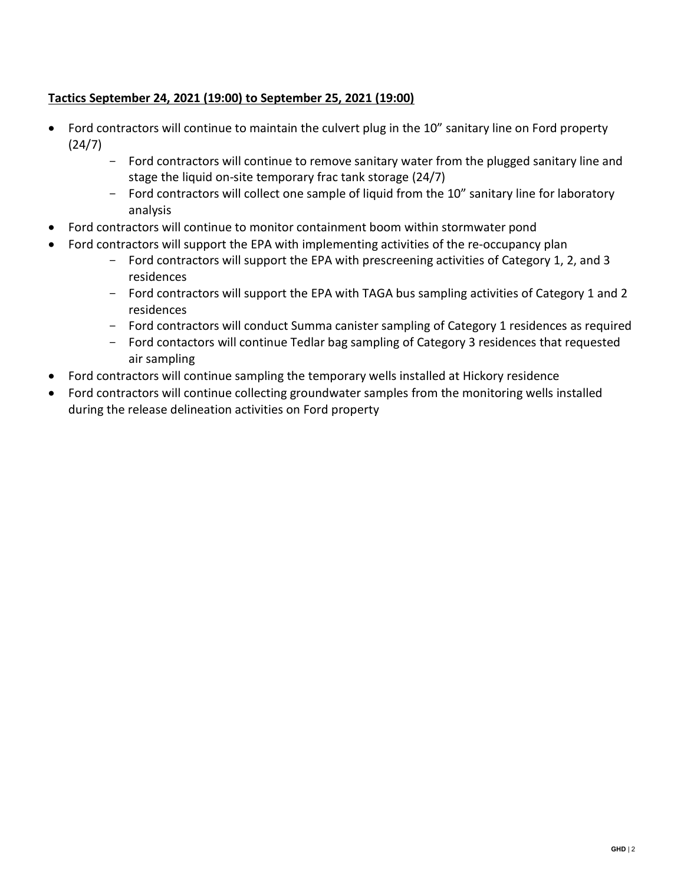**Tactics September 24, 2021 (19:00) to September 25, 2021 (19:00)**

- Ford contractors will continue to maintain the culvert plug in the 10" sanitary line on Ford property (24/7)
  - Ford contractors will continue to remove sanitary water from the plugged sanitary line and stage the liquid on-site temporary frac tank storage (24/7)
  - Ford contractors will collect one sample of liquid from the 10" sanitary line for laboratory analysis
- Ford contractors will continue to monitor containment boom within stormwater pond
- Ford contractors will support the EPA with implementing activities of the re-occupancy plan
  - Ford contractors will support the EPA with prescreening activities of Category 1, 2, and 3 residences
  - Ford contractors will support the EPA with TAGA bus sampling activities of Category 1 and 2 residences
  - Ford contractors will conduct Summa canister sampling of Category 1 residences as required
  - Ford contactors will continue Tedlar bag sampling of Category 3 residences that requested air sampling
- Ford contractors will continue sampling the temporary wells installed at Hickory residence
- Ford contractors will continue collecting groundwater samples from the monitoring wells installed during the release delineation activities on Ford property